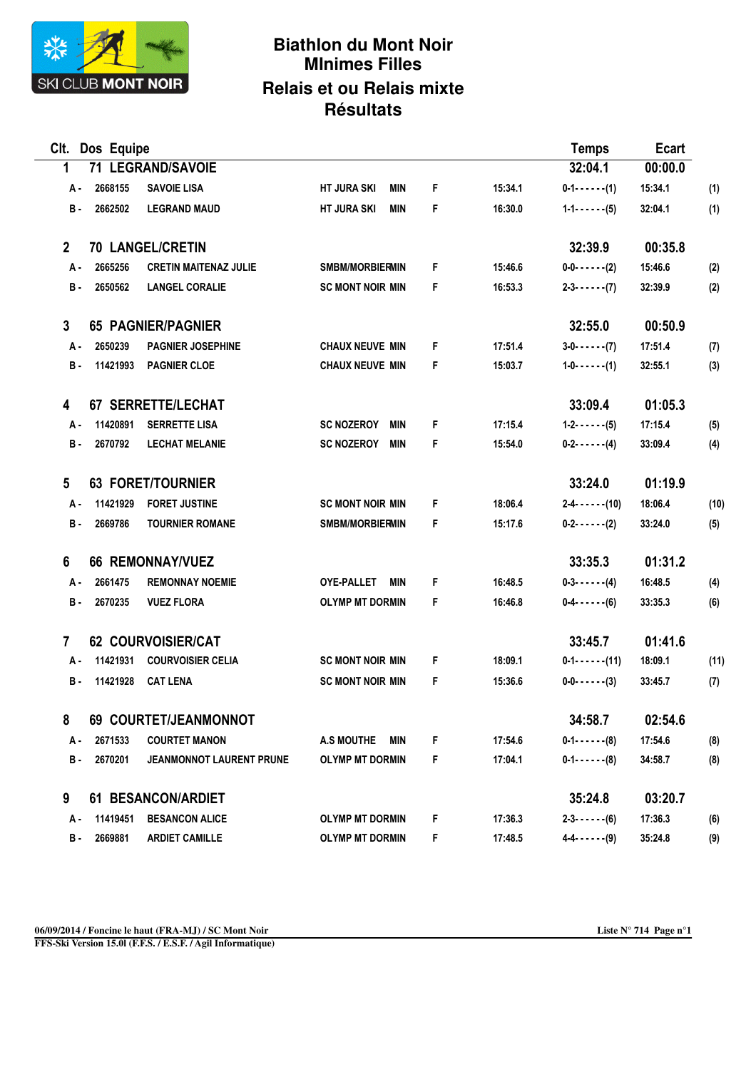# Biathlon du Mont Noir
## MInimes Filles
## Relais et ou Relais mixte
## Résultats

| Clt. | Dos | Equipe | | | | | Temps | Ecart | |
|---|---|---|---|---|---|---|---|---|---|
| 1 | 71 | LEGRAND/SAVOIE | | | | | 32:04.1 | 00:00.0 | |
| A - | 2668155 | SAVOIE LISA | HT JURA SKI | MIN | F | 15:34.1 | 0-1------(1) | 15:34.1 | (1) |
| B - | 2662502 | LEGRAND MAUD | HT JURA SKI | MIN | F | 16:30.0 | 1-1------(5) | 32:04.1 | (1) |
| 2 | 70 | LANGEL/CRETIN | | | | | 32:39.9 | 00:35.8 | |
| A - | 2665256 | CRETIN MAITENAZ JULIE | SMBM/MORBIER | MIN | F | 15:46.6 | 0-0------(2) | 15:46.6 | (2) |
| B - | 2650562 | LANGEL CORALIE | SC MONT NOIR | MIN | F | 16:53.3 | 2-3------(7) | 32:39.9 | (2) |
| 3 | 65 | PAGNIER/PAGNIER | | | | | 32:55.0 | 00:50.9 | |
| A - | 2650239 | PAGNIER JOSEPHINE | CHAUX NEUVE | MIN | F | 17:51.4 | 3-0------(7) | 17:51.4 | (7) |
| B - | 11421993 | PAGNIER CLOE | CHAUX NEUVE | MIN | F | 15:03.7 | 1-0------(1) | 32:55.1 | (3) |
| 4 | 67 | SERRETTE/LECHAT | | | | | 33:09.4 | 01:05.3 | |
| A - | 11420891 | SERRETTE LISA | SC NOZEROY | MIN | F | 17:15.4 | 1-2------(5) | 17:15.4 | (5) |
| B - | 2670792 | LECHAT MELANIE | SC NOZEROY | MIN | F | 15:54.0 | 0-2------(4) | 33:09.4 | (4) |
| 5 | 63 | FORET/TOURNIER | | | | | 33:24.0 | 01:19.9 | |
| A - | 11421929 | FORET JUSTINE | SC MONT NOIR | MIN | F | 18:06.4 | 2-4------(10) | 18:06.4 | (10) |
| B - | 2669786 | TOURNIER ROMANE | SMBM/MORBIER | MIN | F | 15:17.6 | 0-2------(2) | 33:24.0 | (5) |
| 6 | 66 | REMONNAY/VUEZ | | | | | 33:35.3 | 01:31.2 | |
| A - | 2661475 | REMONNAY NOEMIE | OYE-PALLET | MIN | F | 16:48.5 | 0-3------(4) | 16:48.5 | (4) |
| B - | 2670235 | VUEZ FLORA | OLYMP MT DORMIN | | F | 16:46.8 | 0-4------(6) | 33:35.3 | (6) |
| 7 | 62 | COURVOISIER/CAT | | | | | 33:45.7 | 01:41.6 | |
| A - | 11421931 | COURVOISIER CELIA | SC MONT NOIR | MIN | F | 18:09.1 | 0-1------(11) | 18:09.1 | (11) |
| B - | 11421928 | CAT LENA | SC MONT NOIR | MIN | F | 15:36.6 | 0-0------(3) | 33:45.7 | (7) |
| 8 | 69 | COURTET/JEANMONNOT | | | | | 34:58.7 | 02:54.6 | |
| A - | 2671533 | COURTET MANON | A.S MOUTHE | MIN | F | 17:54.6 | 0-1------(8) | 17:54.6 | (8) |
| B - | 2670201 | JEANMONNOT LAURENT PRUNE | OLYMP MT DORMIN | | F | 17:04.1 | 0-1------(8) | 34:58.7 | (8) |
| 9 | 61 | BESANCON/ARDIET | | | | | 35:24.8 | 03:20.7 | |
| A - | 11419451 | BESANCON ALICE | OLYMP MT DORMIN | | F | 17:36.3 | 2-3------(6) | 17:36.3 | (6) |
| B - | 2669881 | ARDIET CAMILLE | OLYMP MT DORMIN | | F | 17:48.5 | 4-4------(9) | 35:24.8 | (9) |

06/09/2014 / Foncine le haut (FRA-MJ) / SC Mont Noir — Liste N° 714

FFS-Ski Version 15.0l (F.F.S. / E.S.F. / Agil Informatique)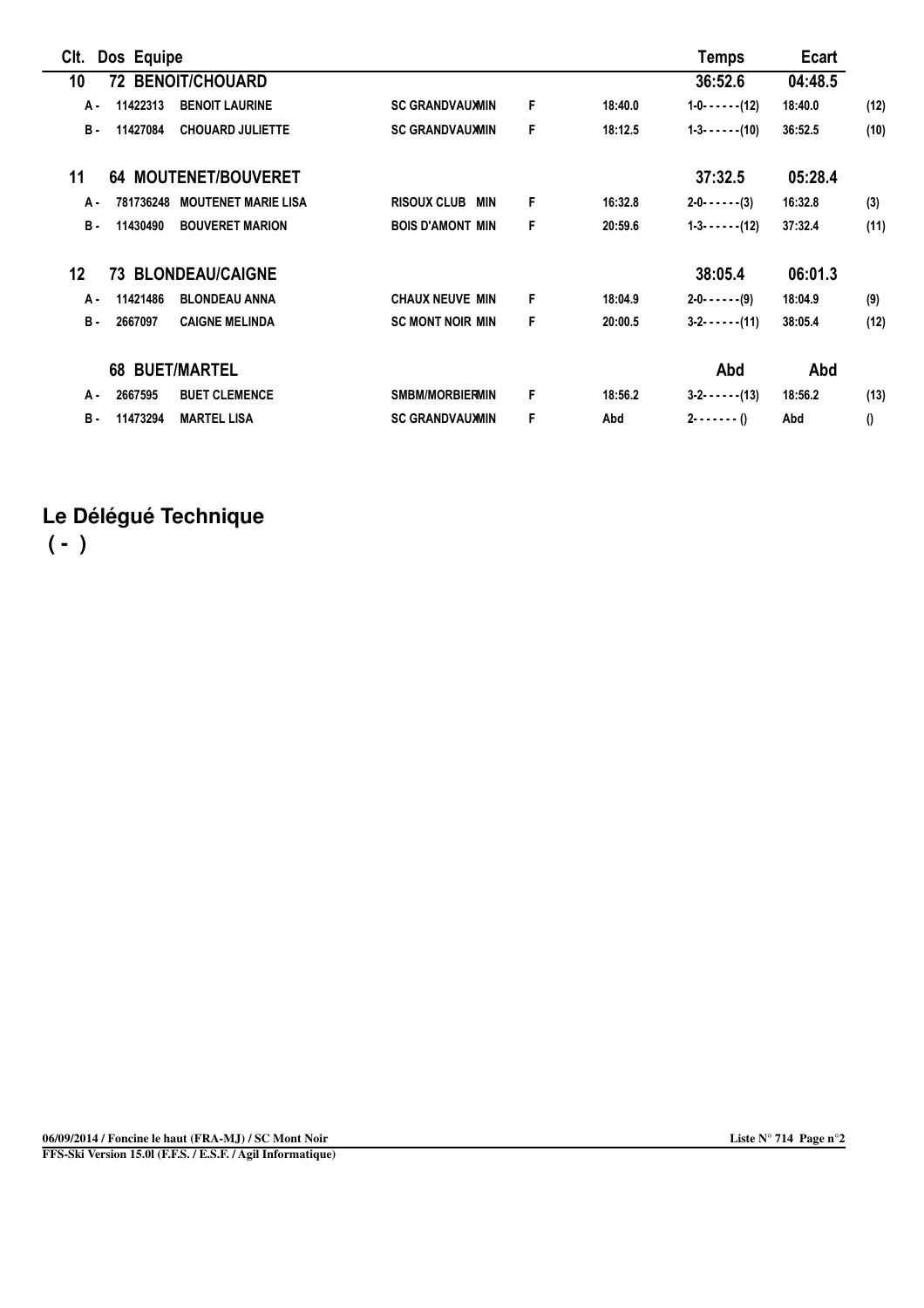| Clt. | Dos | Equipe | | | | | Temps | Ecart | |
|---|---|---|---|---|---|---|---|---|---|
| 10 | 72 | BENOIT/CHOUARD | | | | | 36:52.6 | 04:48.5 | |
| A - | 11422313 | BENOIT LAURINE | SC GRANDVAUXMIN | F | 18:40.0 | | 1-0- - - - - -(12) | 18:40.0 | (12) |
| B - | 11427084 | CHOUARD JULIETTE | SC GRANDVAUXMIN | F | 18:12.5 | | 1-3- - - - - -(10) | 36:52.5 | (10) |
| 11 | 64 | MOUTENET/BOUVERET | | | | | 37:32.5 | 05:28.4 | |
| A - | 781736248 | MOUTENET MARIE LISA | RISOUX CLUB MIN | F | 16:32.8 | | 2-0- - - - - -(3) | 16:32.8 | (3) |
| B - | 11430490 | BOUVERET MARION | BOIS D'AMONT MIN | F | 20:59.6 | | 1-3- - - - - -(12) | 37:32.4 | (11) |
| 12 | 73 | BLONDEAU/CAIGNE | | | | | 38:05.4 | 06:01.3 | |
| A - | 11421486 | BLONDEAU ANNA | CHAUX NEUVE MIN | F | 18:04.9 | | 2-0- - - - - -(9) | 18:04.9 | (9) |
| B - | 2667097 | CAIGNE MELINDA | SC MONT NOIR MIN | F | 20:00.5 | | 3-2- - - - - -(11) | 38:05.4 | (12) |
| | 68 | BUET/MARTEL | | | | | Abd | Abd | |
| A - | 2667595 | BUET CLEMENCE | SMBM/MORBIERMIN | F | 18:56.2 | | 3-2- - - - - -(13) | 18:56.2 | (13) |
| B - | 11473294 | MARTEL LISA | SC GRANDVAUXMIN | F | Abd | | 2- - - - - - - () | Abd | () |

## Le Délégué Technique

( - )

06/09/2014 / Foncine le haut (FRA-MJ) / SC Mont Noir — Liste N° 714

FFS-Ski Version 15.0l (F.F.S. / E.S.F. / Agil Informatique)